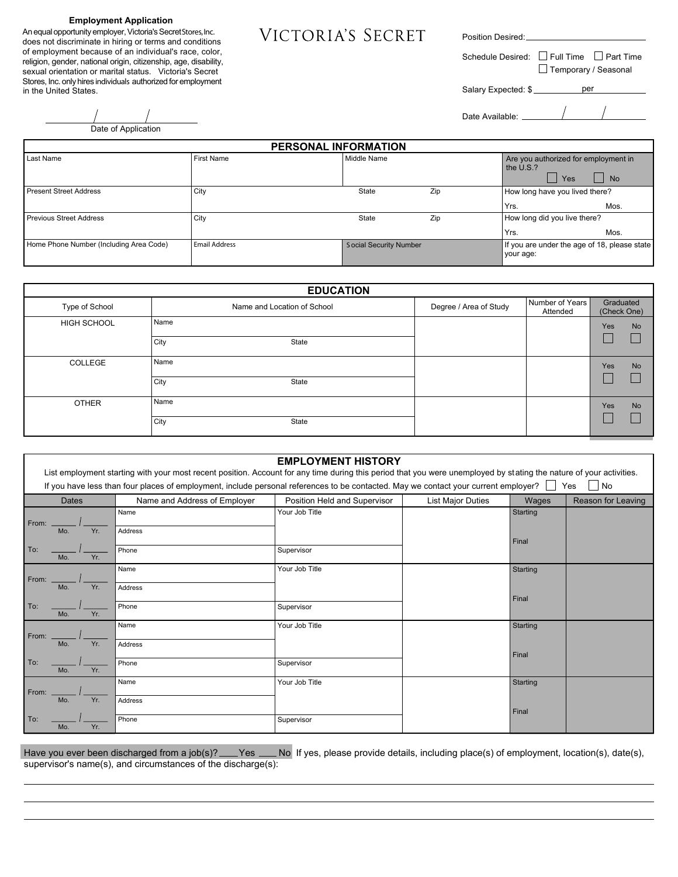**Employment Application**

An equal opportunity employer, Victoria's Secret Stores, Inc. does not discriminate in hiring or terms and conditions of employment because of an individual's race, color, religion, gender, national origin, citizenship, age, disability, sexual orientation or marital status. Victoria's Secret Stores, Inc. only hires individuals authorized for employment in the United States.

# VICTORIA'S SECRET

Position Desired: ____________________

Schedule Desired: ☐ Full Time ☐ Part Time ☐ Temporary / Seasonal

Salary Expected: $ ________ per ________

Date Available: ____/____/____

____/____/____
Date of Application

## PERSONAL INFORMATION

| Last Name | First Name | Middle Name | | Are you authorized for employment in the U.S.? ☐ Yes ☐ No |
|---|---|---|---|---|
| Present Street Address | City | State | Zip | How long have you lived there? Yrs. Mos. |
| Previous Street Address | City | State | Zip | How long did you live there? Yrs. Mos. |
| Home Phone Number (Including Area Code) | Email Address | Social Security Number | | If you are under the age of 18, please state your age: |

## EDUCATION

| Type of School | Name and Location of School | Degree / Area of Study | Number of Years Attended | Graduated (Check One) |
|---|---|---|---|---|
| HIGH SCHOOL | Name<br>City State | | | Yes ☐ No ☐ |
| COLLEGE | Name<br>City State | | | Yes ☐ No ☐ |
| OTHER | Name<br>City State | | | Yes ☐ No ☐ |

## EMPLOYMENT HISTORY

List employment starting with your most recent position. Account for any time during this period that you were unemployed by stating the nature of your activities. If you have less than four places of employment, include personal references to be contacted. May we contact your current employer? ☐ Yes ☐ No

| Dates | Name and Address of Employer | Position Held and Supervisor | List Major Duties | Wages | Reason for Leaving |
|---|---|---|---|---|---|
| From: ____/____ (Mo. Yr.)<br>To: ____/____ (Mo. Yr.) | Name<br>Address<br>Phone | Your Job Title<br>Supervisor | | Starting<br>Final | |
| From: ____/____ (Mo. Yr.)<br>To: ____/____ (Mo. Yr.) | Name<br>Address<br>Phone | Your Job Title<br>Supervisor | | Starting<br>Final | |
| From: ____/____ (Mo. Yr.)<br>To: ____/____ (Mo. Yr.) | Name<br>Address<br>Phone | Your Job Title<br>Supervisor | | Starting<br>Final | |
| From: ____/____ (Mo. Yr.)<br>To: ____/____ (Mo. Yr.) | Name<br>Address<br>Phone | Your Job Title<br>Supervisor | | Starting<br>Final | |

Have you ever been discharged from a job(s)? ____Yes ____No If yes, please provide details, including place(s) of employment, location(s), date(s), supervisor's name(s), and circumstances of the discharge(s):

______________________________________________________________________

______________________________________________________________________

______________________________________________________________________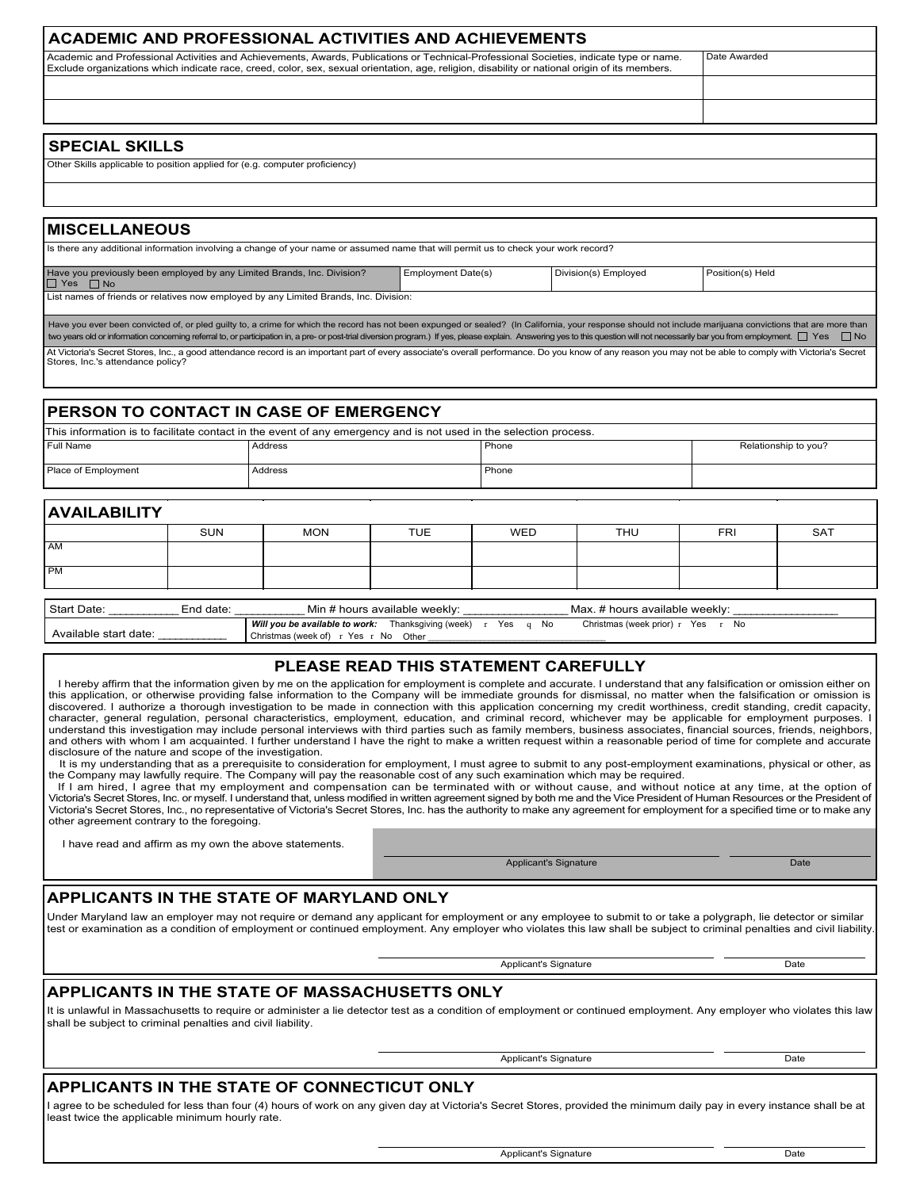## ACADEMIC AND PROFESSIONAL ACTIVITIES AND ACHIEVEMENTS

| Academic and Professional Activities and Achievements, Awards, Publications or Technical-Professional Societies, indicate type or name. Exclude organizations which indicate race, creed, color, sex, sexual orientation, age, religion, disability or national origin of its members. | Date Awarded |
|---|---|
| | |
| | |

## SPECIAL SKILLS

Other Skills applicable to position applied for (e.g. computer proficiency)

## MISCELLANEOUS

Is there any additional information involving a change of your name or assumed name that will permit us to check your work record?

| Have you previously been employed by any Limited Brands, Inc. Division? ☐ Yes ☐ No | Employment Date(s) | Division(s) Employed | Position(s) Held |
|---|---|---|---|

List names of friends or relatives now employed by any Limited Brands, Inc. Division:

Have you ever been convicted of, or pled guilty to, a crime for which the record has not been expunged or sealed? (In California, your response should not include marijuana convictions that are more than two years old or information concerning referral to, or participation in, a pre- or post-trial diversion program.) If yes, please explain. Answering yes to this question will not necessarily bar you from employment. ☐ Yes ☐ No

At Victoria's Secret Stores, Inc., a good attendance record is an important part of every associate's overall performance. Do you know of any reason you may not be able to comply with Victoria's Secret Stores, Inc.'s attendance policy?

## PERSON TO CONTACT IN CASE OF EMERGENCY

This information is to facilitate contact in the event of any emergency and is not used in the selection process.

| Full Name | Address | Phone | Relationship to you? |
|---|---|---|---|
| Place of Employment | Address | Phone | |

## AVAILABILITY

| | SUN | MON | TUE | WED | THU | FRI | SAT |
|---|---|---|---|---|---|---|---|
| AM | | | | | | | |
| PM | | | | | | | |

Start Date: __________ End date: __________ Min # hours available weekly: ______________ Max. # hours available weekly: ______________

Available start date: __________

***Will you be available to work:*** Thanksgiving (week) r Yes q No Christmas (week prior) r Yes r No Christmas (week of) r Yes r No Other ______________________________

## PLEASE READ THIS STATEMENT CAREFULLY

I hereby affirm that the information given by me on the application for employment is complete and accurate. I understand that any falsification or omission either on this application, or otherwise providing false information to the Company will be immediate grounds for dismissal, no matter when the falsification or omission is discovered. I authorize a thorough investigation to be made in connection with this application concerning my credit worthiness, credit standing, credit capacity, character, general regulation, personal characteristics, employment, education, and criminal record, whichever may be applicable for employment purposes. I understand this investigation may include personal interviews with third parties such as family members, business associates, financial sources, friends, neighbors, and others with whom I am acquainted. I further understand I have the right to make a written request within a reasonable period of time for complete and accurate disclosure of the nature and scope of the investigation.

It is my understanding that as a prerequisite to consideration for employment, I must agree to submit to any post-employment examinations, physical or other, as the Company may lawfully require. The Company will pay the reasonable cost of any such examination which may be required.

If I am hired, I agree that my employment and compensation can be terminated with or without cause, and without notice at any time, at the option of Victoria's Secret Stores, Inc. or myself. I understand that, unless modified in written agreement signed by both me and the Vice President of Human Resources or the President of Victoria's Secret Stores, Inc., no representative of Victoria's Secret Stores, Inc. has the authority to make any agreement for employment for a specified time or to make any other agreement contrary to the foregoing.

I have read and affirm as my own the above statements.

Applicant's Signature _______________ Date _______________

## APPLICANTS IN THE STATE OF MARYLAND ONLY

Under Maryland law an employer may not require or demand any applicant for employment or any employee to submit to or take a polygraph, lie detector or similar test or examination as a condition of employment or continued employment. Any employer who violates this law shall be subject to criminal penalties and civil liability.

Applicant's Signature _______________ Date _______________

## APPLICANTS IN THE STATE OF MASSACHUSETTS ONLY

It is unlawful in Massachusetts to require or administer a lie detector test as a condition of employment or continued employment. Any employer who violates this law shall be subject to criminal penalties and civil liability.

Applicant's Signature _______________ Date _______________

## APPLICANTS IN THE STATE OF CONNECTICUT ONLY

I agree to be scheduled for less than four (4) hours of work on any given day at Victoria's Secret Stores, provided the minimum daily pay in every instance shall be at least twice the applicable minimum hourly rate.

Applicant's Signature _______________ Date _______________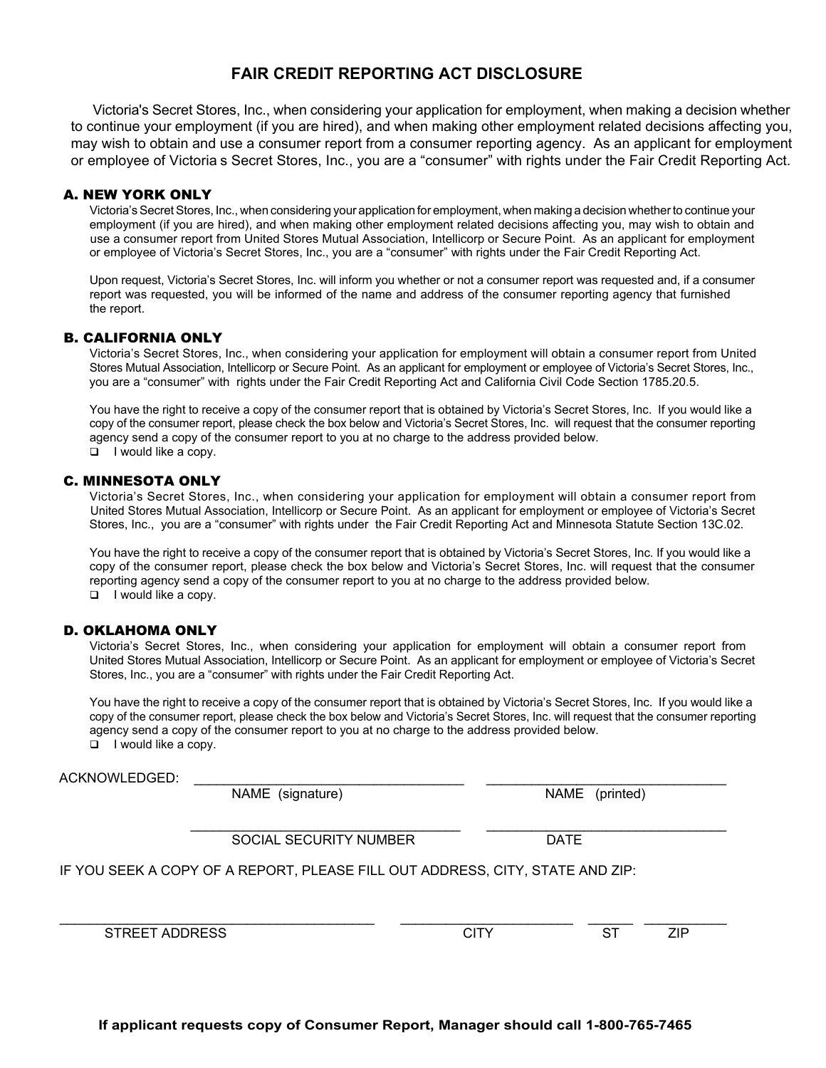# FAIR CREDIT REPORTING ACT DISCLOSURE

Victoria's Secret Stores, Inc., when considering your application for employment, when making a decision whether to continue your employment (if you are hired), and when making other employment related decisions affecting you, may wish to obtain and use a consumer report from a consumer reporting agency. As an applicant for employment or employee of Victoria s Secret Stores, Inc., you are a "consumer" with rights under the Fair Credit Reporting Act.

## A. NEW YORK ONLY

Victoria's Secret Stores, Inc., when considering your application for employment, when making a decision whether to continue your employment (if you are hired), and when making other employment related decisions affecting you, may wish to obtain and use a consumer report from United Stores Mutual Association, Intellicorp or Secure Point. As an applicant for employment or employee of Victoria's Secret Stores, Inc., you are a "consumer" with rights under the Fair Credit Reporting Act.

Upon request, Victoria's Secret Stores, Inc. will inform you whether or not a consumer report was requested and, if a consumer report was requested, you will be informed of the name and address of the consumer reporting agency that furnished the report.

## B. CALIFORNIA ONLY

Victoria's Secret Stores, Inc., when considering your application for employment will obtain a consumer report from United Stores Mutual Association, Intellicorp or Secure Point. As an applicant for employment or employee of Victoria's Secret Stores, Inc., you are a "consumer" with rights under the Fair Credit Reporting Act and California Civil Code Section 1785.20.5.

You have the right to receive a copy of the consumer report that is obtained by Victoria's Secret Stores, Inc. If you would like a copy of the consumer report, please check the box below and Victoria's Secret Stores, Inc. will request that the consumer reporting agency send a copy of the consumer report to you at no charge to the address provided below.

- ☐ I would like a copy.

## C. MINNESOTA ONLY

Victoria's Secret Stores, Inc., when considering your application for employment will obtain a consumer report from United Stores Mutual Association, Intellicorp or Secure Point. As an applicant for employment or employee of Victoria's Secret Stores, Inc., you are a "consumer" with rights under the Fair Credit Reporting Act and Minnesota Statute Section 13C.02.

You have the right to receive a copy of the consumer report that is obtained by Victoria's Secret Stores, Inc. If you would like a copy of the consumer report, please check the box below and Victoria's Secret Stores, Inc. will request that the consumer reporting agency send a copy of the consumer report to you at no charge to the address provided below.

- ☐ I would like a copy.

## D. OKLAHOMA ONLY

Victoria's Secret Stores, Inc., when considering your application for employment will obtain a consumer report from United Stores Mutual Association, Intellicorp or Secure Point. As an applicant for employment or employee of Victoria's Secret Stores, Inc., you are a "consumer" with rights under the Fair Credit Reporting Act.

You have the right to receive a copy of the consumer report that is obtained by Victoria's Secret Stores, Inc. If you would like a copy of the consumer report, please check the box below and Victoria's Secret Stores, Inc. will request that the consumer reporting agency send a copy of the consumer report to you at no charge to the address provided below.

- ☐ I would like a copy.

ACKNOWLEDGED: ______________________________ ______________________________

NAME (signature) NAME (printed)

______________________________ ______________________________

SOCIAL SECURITY NUMBER DATE

IF YOU SEEK A COPY OF A REPORT, PLEASE FILL OUT ADDRESS, CITY, STATE AND ZIP:

______________________________ ____________________ ______ __________

STREET ADDRESS CITY ST ZIP

**If applicant requests copy of Consumer Report, Manager should call 1-800-765-7465**